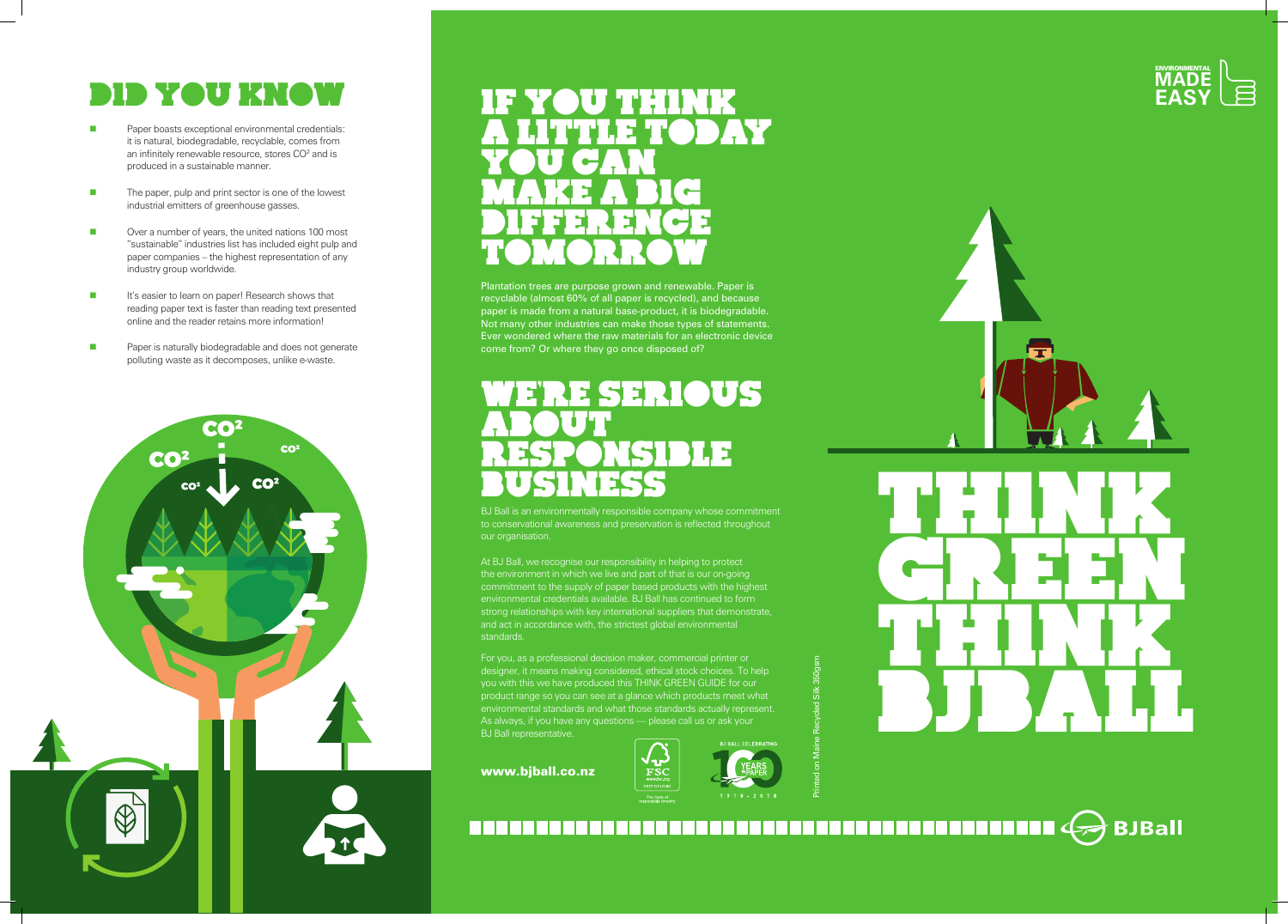# DID YOU KNOW

- Paper boasts exceptional environmental credentials: it is natural, biodegradable, recyclable, comes from an infinitely renewable resource, stores $CO^2$ and is produced in a sustainable manner.
- The paper, pulp and print sector is one of the lowest industrial emitters of greenhouse gasses.
- Over a number of years, the united nations 100 most "sustainable" industries list has included eight pulp and paper companies – the highest representation of any industry group worldwide.
- It's easier to learn on paper! Research shows that reading paper text is faster than reading text presented online and the reader retains more information!
- Paper is naturally biodegradable and does not generate polluting waste as it decomposes, unlike e-waste.

# IF YOU THINK A LITTLE TODAY YOU CAN MAKE A BIG DIFFERENCE TOMORROW

Plantation trees are purpose grown and renewable. Paper is recyclable (almost 60% of all paper is recycled), and because paper is made from a natural base-product, it is biodegradable. Not many other industries can make those types of statements. Ever wondered where the raw materials for an electronic device come from? Or where they go once disposed of?

# WE'RE SERIOUS ABOUT RESPONSIBLE BUSINESS

BJ Ball is an environmentally responsible company whose commitment to conservational awareness and preservation is reflected throughout our organisation.

At BJ Ball, we recognise our responsibility in helping to protect the environment in which we live and part of that is our on-going commitment to the supply of paper based products with the highest environmental credentials available. BJ Ball has continued to form strong relationships with key international suppliers that demonstrate, and act in accordance with, the strictest global environmental standards.

For you, as a professional decision maker, commercial printer or designer, it means making considered, ethical stock choices. To help you with this we have produced this THINK GREEN GUIDE for our product range so you can see at a glance which products meet what environmental standards and what those standards actually represent. As always, if you have any questions — please call us or ask your BJ Ball representative.

**www.bjball.co.nz**

Printed on Maine Recycled Silk 350gsm

ENVIRONMENTAL MADE EASY

# THINK GREEN THINK BJBALL

BJBall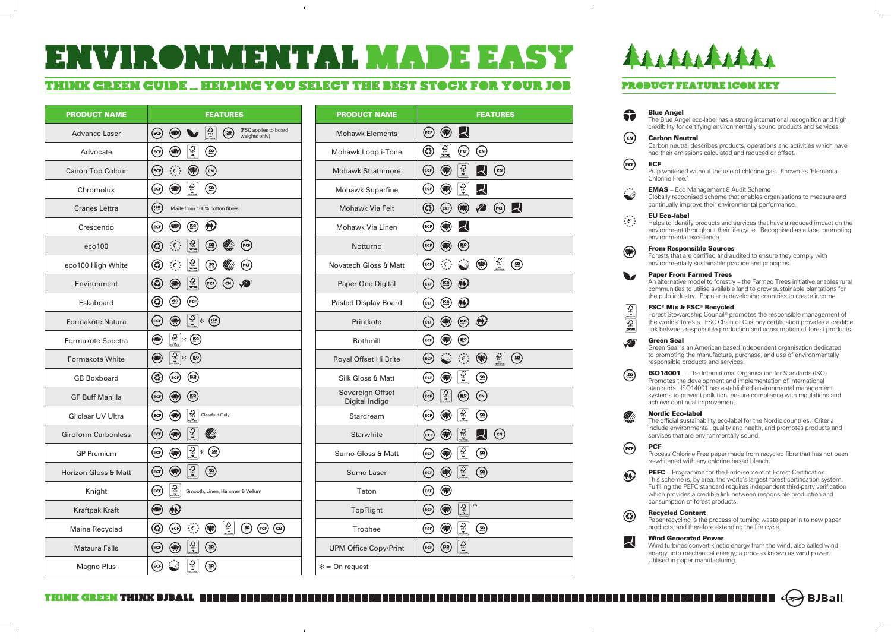# ENVIRONMENTAL MADE EASY

## THINK GREEN GUIDE ... HELPING YOU SELECT THE BEST STOCK FOR YOUR JOB

| PRODUCT NAME | FEATURES |
|---|---|
| Advance Laser | ECF, From Responsible Sources, Paper From Farmed Trees, FSC, ISO (FSC applies to board weights only) |
| Advocate | ECF, From Responsible Sources, FSC, ISO |
| Canon Top Colour | ECF, EU Eco-label, From Responsible Sources, CN |
| Chromolux | ECF, From Responsible Sources, FSC, ISO |
| Cranes Lettra | ISO, Made from 100% cotton fibres |
| Crescendo | ECF, From Responsible Sources, ISO, PEFC |
| eco100 | Recycled Content, EU Eco-label, FSC, ISO, Nordic Eco-label, PCF |
| eco100 High White | Recycled Content, EU Eco-label, FSC, ISO, Nordic Eco-label, PCF |
| Environment | Recycled Content, From Responsible Sources, FSC, PCF, CN, Green Seal |
| Eskaboard | Recycled Content, ISO, PCF |
| Formakote Natura | ECF, From Responsible Sources, FSC *, ISO |
| Formakote Spectra | From Responsible Sources, FSC *, ISO |
| Formakote White | From Responsible Sources, FSC *, ISO |
| GB Boxboard | Recycled Content, ECF, ISO |
| GF Buff Manilla | ECF, From Responsible Sources, ISO |
| Gilclear UV Ultra | ECF, From Responsible Sources, FSC Clearfold Only |
| Giroform Carbonless | ECF, From Responsible Sources, FSC, Nordic Eco-label |
| GP Premium | ECF, From Responsible Sources, FSC *, ISO |
| Horizon Gloss & Matt | ECF, From Responsible Sources, FSC, ISO |
| Knight | ECF, FSC Smooth, Linen, Hammer & Vellum |
| Kraftpak Kraft | From Responsible Sources, PEFC |
| Maine Recycled | Recycled Content, ECF, EU Eco-label, From Responsible Sources, FSC, ISO, PCF, CN |
| Mataura Falls | ECF, From Responsible Sources, FSC, ISO |
| Magno Plus | ECF, EMAS, FSC, ISO |
| Mohawk Elements | ECF, From Responsible Sources, Wind Generated Power |
| Mohawk Loop i-Tone | Recycled Content, FSC, PCF, CN |
| Mohawk Strathmore | ECF, From Responsible Sources, FSC, Wind Generated Power, CN |
| Mohawk Superfine | ECF, From Responsible Sources, FSC, Wind Generated Power |
| Mohawk Via Felt | Recycled Content, ECF, From Responsible Sources, Green Seal, PCF, Wind Generated Power |
| Mohawk Via Linen | ECF, From Responsible Sources, Wind Generated Power |
| Notturno | ECF, From Responsible Sources, ISO |
| Novatech Gloss & Matt | ECF, EU Eco-label, EMAS, From Responsible Sources, FSC, ISO |
| Paper One Digital | ECF, ISO, PEFC |
| Pasted Display Board | ECF, ISO, PEFC |
| Printkote | ECF, From Responsible Sources, ISO, PEFC |
| Rothmill | ECF, From Responsible Sources, ISO |
| Royal Offset Hi Brite | ECF, EMAS, EU Eco-label, From Responsible Sources, FSC, ISO |
| Silk Gloss & Matt | ECF, From Responsible Sources, FSC, ISO |
| Sovereign Offset Digital Indigo | ECF, FSC, ISO, CN |
| Stardream | ECF, From Responsible Sources, FSC, ISO |
| Starwhite | ECF, From Responsible Sources, FSC, Wind Generated Power, CN |
| Sumo Gloss & Matt | ECF, From Responsible Sources, FSC, ISO |
| Sumo Laser | ECF, From Responsible Sources, FSC, ISO |
| Teton | ECF, From Responsible Sources |
| TopFlight | ECF, From Responsible Sources, FSC * |
| Trophee | ECF, From Responsible Sources, FSC, ISO |
| UPM Office Copy/Print | ECF, ISO, FSC |

* = On request

## PRODUCT FEATURE ICON KEY

**Blue Angel**
The Blue Angel eco-label has a strong international recognition and high credibility for certifying environmentally sound products and services.

**Carbon Neutral** (CN)
Carbon neutral describes products, operations and activities which have had their emissions calculated and reduced or offset.

**ECF**
Pulp whitened without the use of chlorine gas. Known as 'Elemental Chlorine Free.'

**EMAS** – Eco Management & Audit Scheme
Globally recognised scheme that enables organisations to measure and continually improve their environmental performance.

**EU Eco-label**
Helps to identify products and services that have a reduced impact on the environment throughout their life cycle. Recognised as a label promoting environmental excellence.

**From Responsible Sources**
Forests that are certified and audited to ensure they comply with environmentally sustainable practice and principles.

**Paper From Farmed Trees**
An alternative model to forestry – the Farmed Trees initiative enables rural communities to utilise available land to grow sustainable plantations for the pulp industry. Popular in developing countries to create income.

**FSC® Mix & FSC® Recycled**
Forest Stewardship Council® promotes the responsible management of the worlds' forests. FSC Chain of Custody certification provides a credible link between responsible production and consumption of forest products.

**Green Seal**
Green Seal is an American based independent organisation dedicated to promoting the manufacture, purchase, and use of environmentally responsible products and services.

**ISO14001** - The International Organisation for Standards (ISO) Promotes the development and implementation of international standards. ISO14001 has established environmental management systems to prevent pollution, ensure compliance with regulations and achieve continual improvement.

**Nordic Eco-label**
The official sustainability eco-label for the Nordic countries. Criteria include environmental, quality and health, and promotes products and services that are environmentally sound.

**PCF**
Process Chlorine Free paper made from recycled fibre that has not been re-whitened with any chlorine based bleach.

**PEFC** – Programme for the Endorsement of Forest Certification
This scheme is, by area, the world's largest forest certification system. Fulfilling the PEFC standard requires independent third-party verification which provides a credible link between responsible production and consumption of forest products.

**Recycled Content**
Paper recycling is the process of turning waste paper in to new paper products, and therefore extending the life cycle.

**Wind Generated Power**
Wind turbines convert kinetic energy from the wind, also called wind energy, into mechanical energy; a process known as wind power. Utilised in paper manufacturing.

THINK GREEN THINK BJBALL

BJBall